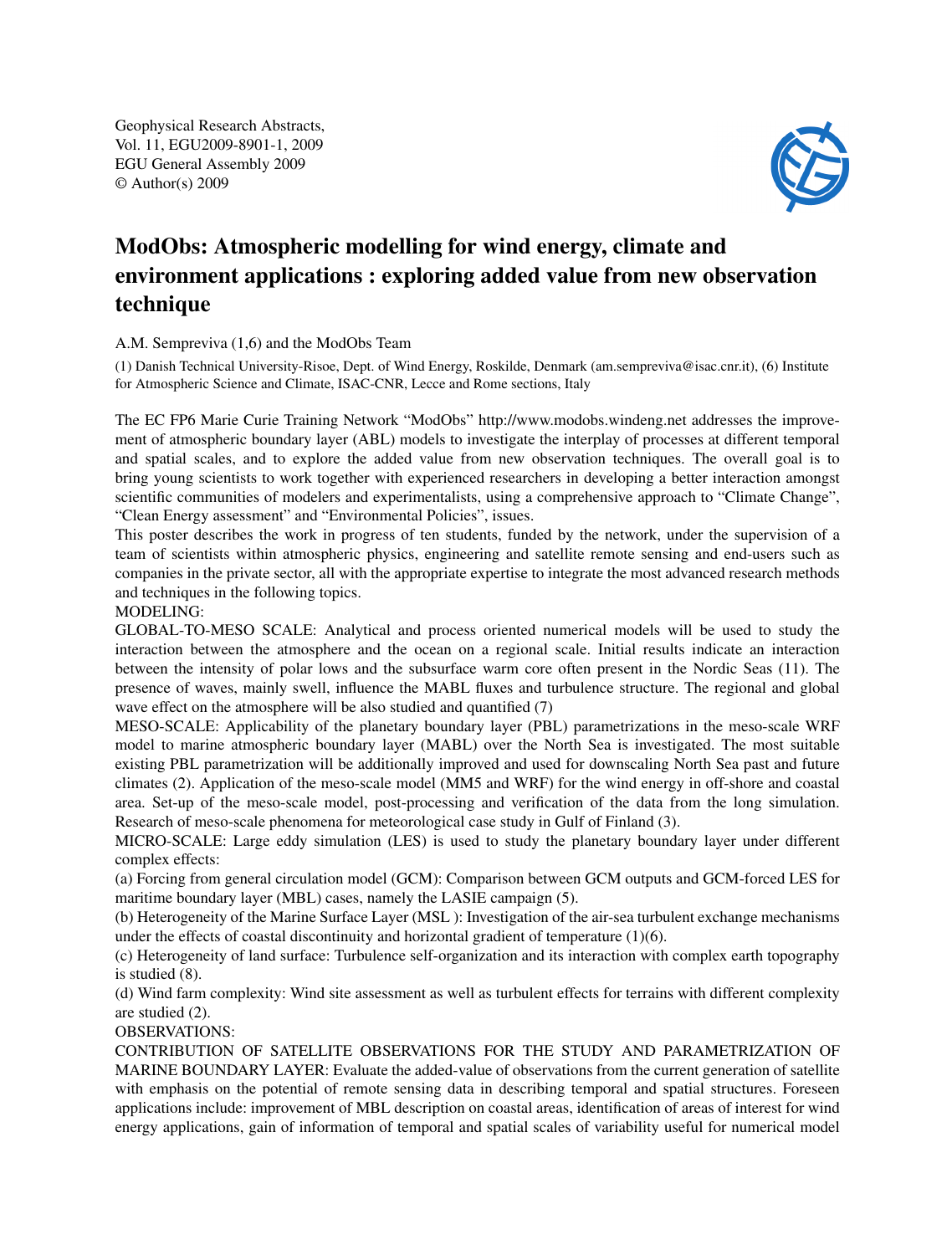Geophysical Research Abstracts,
Vol. 11, EGU2009-8901-1, 2009
EGU General Assembly 2009
© Author(s) 2009

# ModObs: Atmospheric modelling for wind energy, climate and environment applications : exploring added value from new observation technique

A.M. Sempreviva (1,6) and the ModObs Team

(1) Danish Technical University-Risoe, Dept. of Wind Energy, Roskilde, Denmark (am.sempreviva@isac.cnr.it), (6) Institute for Atmospheric Science and Climate, ISAC-CNR, Lecce and Rome sections, Italy

The EC FP6 Marie Curie Training Network "ModObs" http://www.modobs.windeng.net addresses the improvement of atmospheric boundary layer (ABL) models to investigate the interplay of processes at different temporal and spatial scales, and to explore the added value from new observation techniques. The overall goal is to bring young scientists to work together with experienced researchers in developing a better interaction amongst scientific communities of modelers and experimentalists, using a comprehensive approach to "Climate Change", "Clean Energy assessment" and "Environmental Policies", issues.

This poster describes the work in progress of ten students, funded by the network, under the supervision of a team of scientists within atmospheric physics, engineering and satellite remote sensing and end-users such as companies in the private sector, all with the appropriate expertise to integrate the most advanced research methods and techniques in the following topics.

MODELING:

GLOBAL-TO-MESO SCALE: Analytical and process oriented numerical models will be used to study the interaction between the atmosphere and the ocean on a regional scale. Initial results indicate an interaction between the intensity of polar lows and the subsurface warm core often present in the Nordic Seas (11). The presence of waves, mainly swell, influence the MABL fluxes and turbulence structure. The regional and global wave effect on the atmosphere will be also studied and quantified (7)

MESO-SCALE: Applicability of the planetary boundary layer (PBL) parametrizations in the meso-scale WRF model to marine atmospheric boundary layer (MABL) over the North Sea is investigated. The most suitable existing PBL parametrization will be additionally improved and used for downscaling North Sea past and future climates (2). Application of the meso-scale model (MM5 and WRF) for the wind energy in off-shore and coastal area. Set-up of the meso-scale model, post-processing and verification of the data from the long simulation. Research of meso-scale phenomena for meteorological case study in Gulf of Finland (3).

MICRO-SCALE: Large eddy simulation (LES) is used to study the planetary boundary layer under different complex effects:

(a) Forcing from general circulation model (GCM): Comparison between GCM outputs and GCM-forced LES for maritime boundary layer (MBL) cases, namely the LASIE campaign (5).

(b) Heterogeneity of the Marine Surface Layer (MSL ): Investigation of the air-sea turbulent exchange mechanisms under the effects of coastal discontinuity and horizontal gradient of temperature (1)(6).

(c) Heterogeneity of land surface: Turbulence self-organization and its interaction with complex earth topography is studied (8).

(d) Wind farm complexity: Wind site assessment as well as turbulent effects for terrains with different complexity are studied (2).

OBSERVATIONS:

CONTRIBUTION OF SATELLITE OBSERVATIONS FOR THE STUDY AND PARAMETRIZATION OF MARINE BOUNDARY LAYER: Evaluate the added-value of observations from the current generation of satellite with emphasis on the potential of remote sensing data in describing temporal and spatial structures. Foreseen applications include: improvement of MBL description on coastal areas, identification of areas of interest for wind energy applications, gain of information of temporal and spatial scales of variability useful for numerical model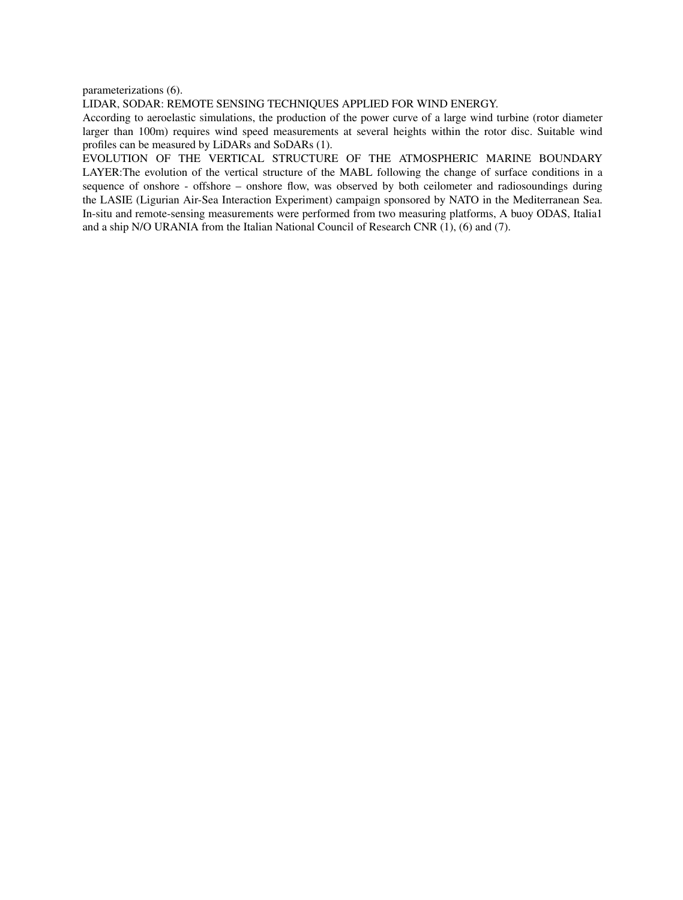parameterizations (6).

LIDAR, SODAR: REMOTE SENSING TECHNIQUES APPLIED FOR WIND ENERGY.

According to aeroelastic simulations, the production of the power curve of a large wind turbine (rotor diameter larger than 100m) requires wind speed measurements at several heights within the rotor disc. Suitable wind profiles can be measured by LiDARs and SoDARs (1).

EVOLUTION OF THE VERTICAL STRUCTURE OF THE ATMOSPHERIC MARINE BOUNDARY LAYER:The evolution of the vertical structure of the MABL following the change of surface conditions in a sequence of onshore - offshore – onshore flow, was observed by both ceilometer and radiosoundings during the LASIE (Ligurian Air-Sea Interaction Experiment) campaign sponsored by NATO in the Mediterranean Sea. In-situ and remote-sensing measurements were performed from two measuring platforms, A buoy ODAS, Italia1 and a ship N/O URANIA from the Italian National Council of Research CNR (1), (6) and (7).